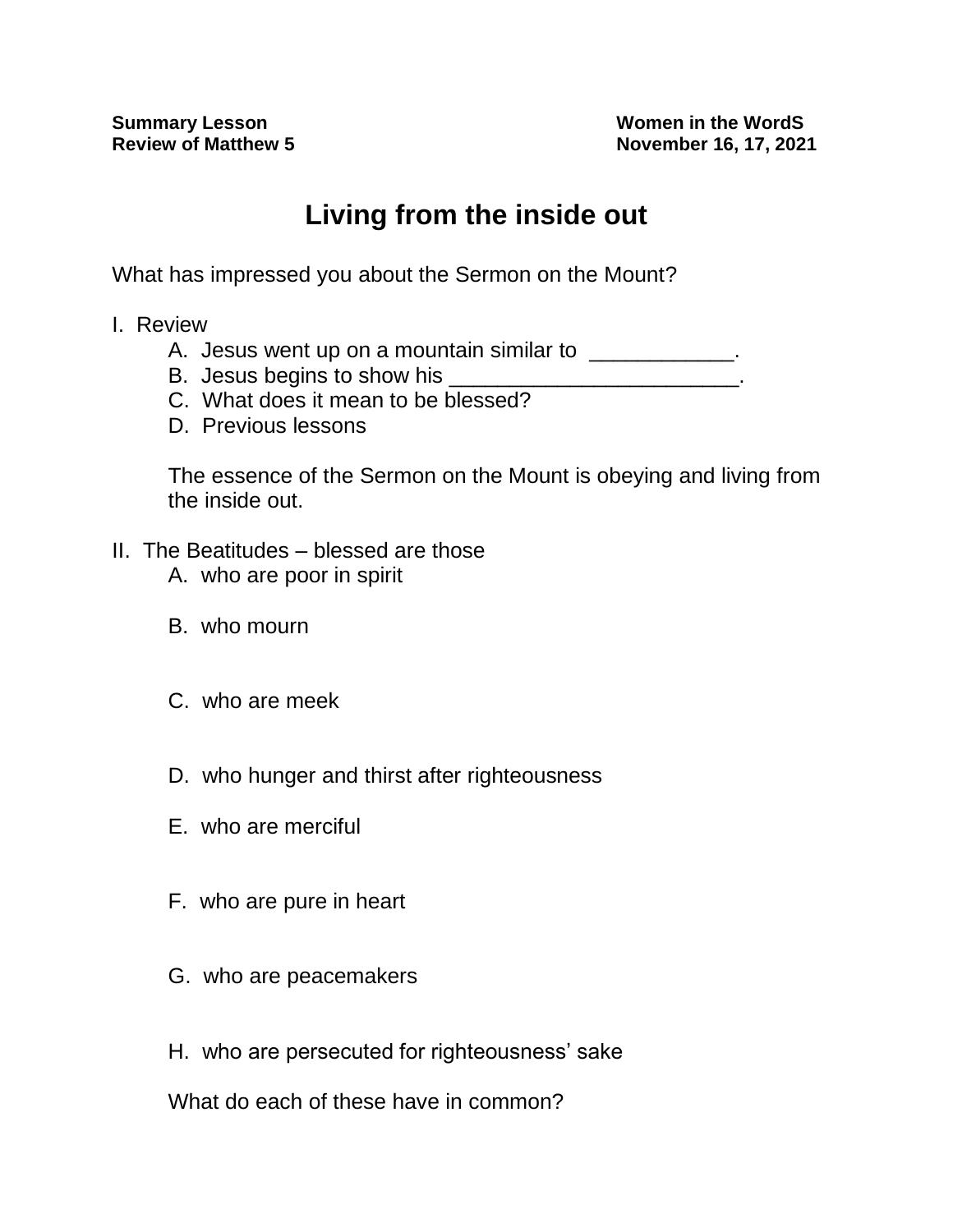**Summary Lesson**
**Review of Matthew 5**

**Women in the WordS**
**November 16, 17, 2021**

# Living from the inside out

What has impressed you about the Sermon on the Mount?

I. Review

- A. Jesus went up on a mountain similar to ____________.
- B. Jesus begins to show his ________________________.
- C. What does it mean to be blessed?
- D. Previous lessons

The essence of the Sermon on the Mount is obeying and living from the inside out.

II. The Beatitudes – blessed are those

- A. who are poor in spirit
- B. who mourn
- C. who are meek
- D. who hunger and thirst after righteousness
- E. who are merciful
- F. who are pure in heart
- G. who are peacemakers
- H. who are persecuted for righteousness' sake

What do each of these have in common?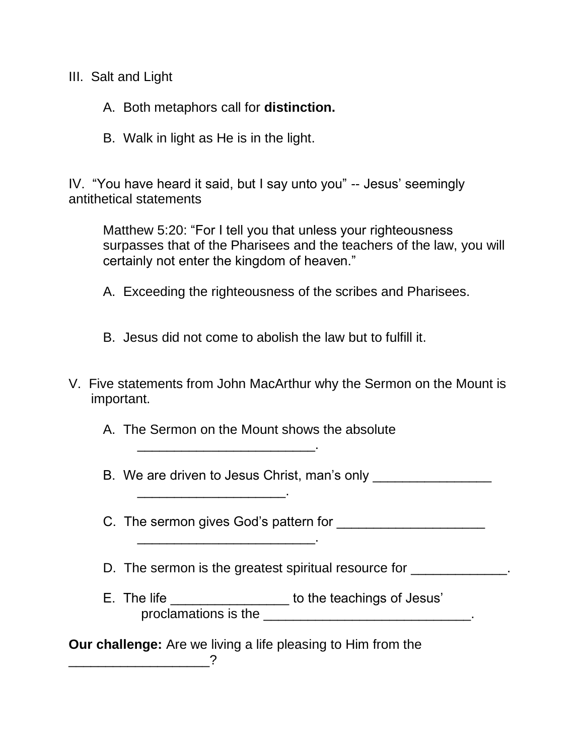III. Salt and Light

A. Both metaphors call for **distinction.**

B. Walk in light as He is in the light.

IV. "You have heard it said, but I say unto you" -- Jesus' seemingly antithetical statements

Matthew 5:20: "For I tell you that unless your righteousness surpasses that of the Pharisees and the teachers of the law, you will certainly not enter the kingdom of heaven."

A. Exceeding the righteousness of the scribes and Pharisees.

B. Jesus did not come to abolish the law but to fulfill it.

V. Five statements from John MacArthur why the Sermon on the Mount is important.

A. The Sermon on the Mount shows the absolute ________________________.

B. We are driven to Jesus Christ, man's only ________________ ____________________.

C. The sermon gives God's pattern for ____________________ ________________________.

D. The sermon is the greatest spiritual resource for _____________.

E. The life ________________ to the teachings of Jesus' proclamations is the ____________________________.

**Our challenge:** Are we living a life pleasing to Him from the ___________________?